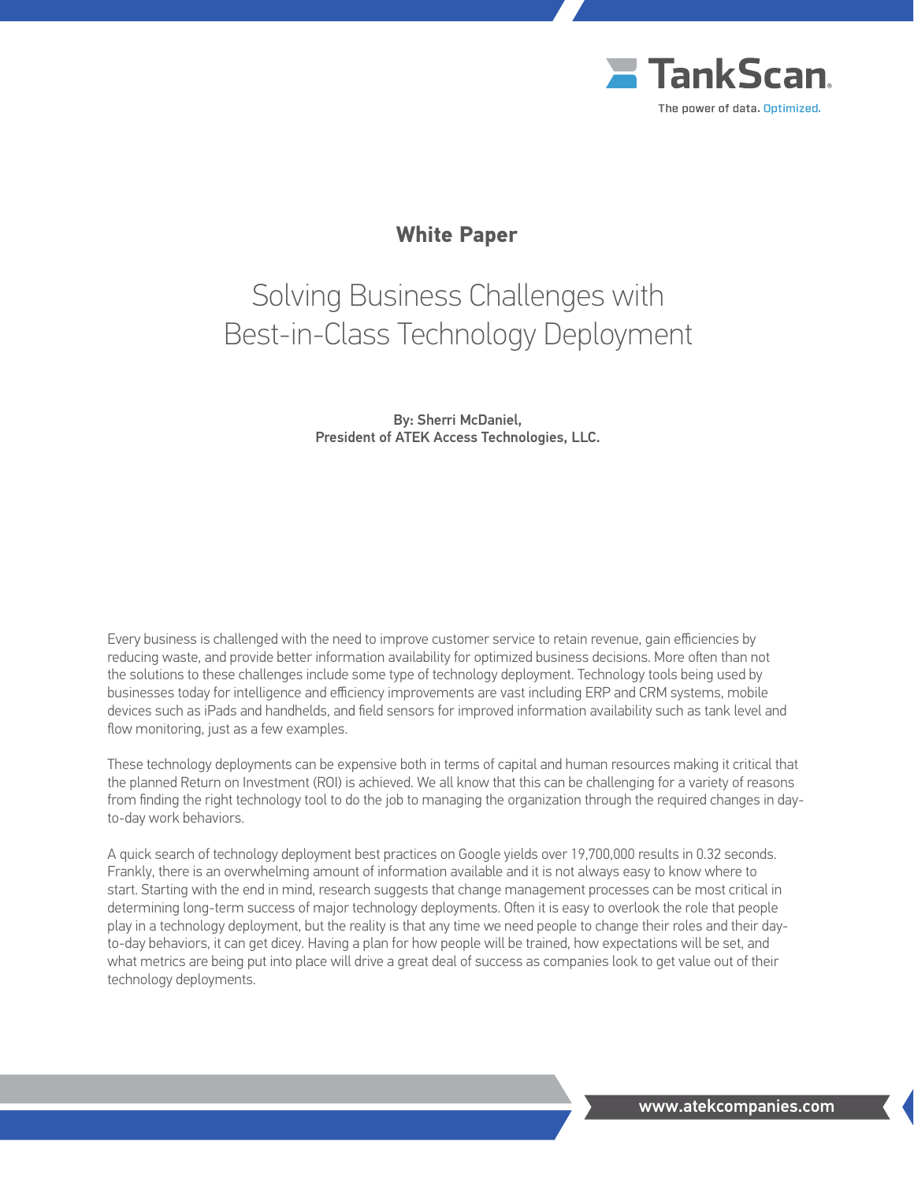TankScan

The power of data. Optimized.

**White Paper**

# Solving Business Challenges with Best-in-Class Technology Deployment

**By: Sherri McDaniel, President of ATEK Access Technologies, LLC.**

Every business is challenged with the need to improve customer service to retain revenue, gain efficiencies by reducing waste, and provide better information availability for optimized business decisions. More often than not the solutions to these challenges include some type of technology deployment. Technology tools being used by businesses today for intelligence and efficiency improvements are vast including ERP and CRM systems, mobile devices such as iPads and handhelds, and field sensors for improved information availability such as tank level and flow monitoring, just as a few examples.

These technology deployments can be expensive both in terms of capital and human resources making it critical that the planned Return on Investment (ROI) is achieved. We all know that this can be challenging for a variety of reasons from finding the right technology tool to do the job to managing the organization through the required changes in day-to-day work behaviors.

A quick search of technology deployment best practices on Google yields over 19,700,000 results in 0.32 seconds. Frankly, there is an overwhelming amount of information available and it is not always easy to know where to start. Starting with the end in mind, research suggests that change management processes can be most critical in determining long-term success of major technology deployments. Often it is easy to overlook the role that people play in a technology deployment, but the reality is that any time we need people to change their roles and their day-to-day behaviors, it can get dicey. Having a plan for how people will be trained, how expectations will be set, and what metrics are being put into place will drive a great deal of success as companies look to get value out of their technology deployments.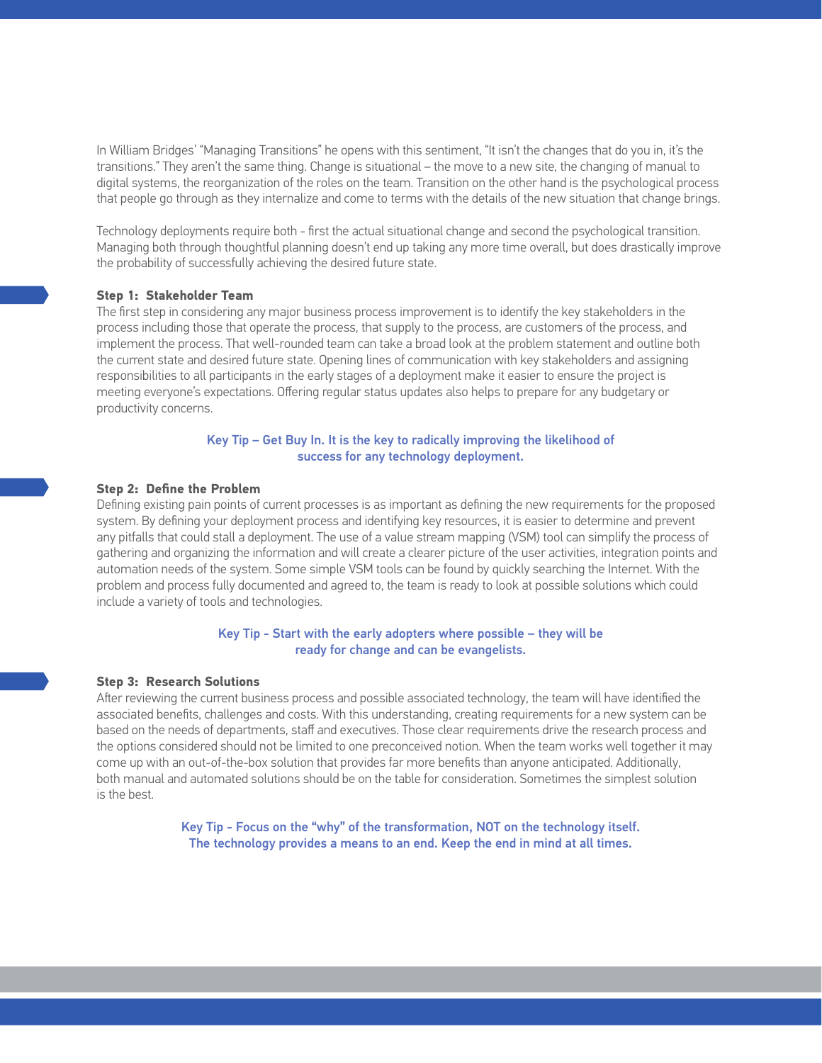In William Bridges' "Managing Transitions" he opens with this sentiment, "It isn't the changes that do you in, it's the transitions." They aren't the same thing. Change is situational – the move to a new site, the changing of manual to digital systems, the reorganization of the roles on the team. Transition on the other hand is the psychological process that people go through as they internalize and come to terms with the details of the new situation that change brings.

Technology deployments require both - first the actual situational change and second the psychological transition. Managing both through thoughtful planning doesn't end up taking any more time overall, but does drastically improve the probability of successfully achieving the desired future state.

### Step 1: Stakeholder Team

The first step in considering any major business process improvement is to identify the key stakeholders in the process including those that operate the process, that supply to the process, are customers of the process, and implement the process. That well-rounded team can take a broad look at the problem statement and outline both the current state and desired future state. Opening lines of communication with key stakeholders and assigning responsibilities to all participants in the early stages of a deployment make it easier to ensure the project is meeting everyone's expectations. Offering regular status updates also helps to prepare for any budgetary or productivity concerns.

**Key Tip – Get Buy In. It is the key to radically improving the likelihood of success for any technology deployment.**

### Step 2: Define the Problem

Defining existing pain points of current processes is as important as defining the new requirements for the proposed system. By defining your deployment process and identifying key resources, it is easier to determine and prevent any pitfalls that could stall a deployment. The use of a value stream mapping (VSM) tool can simplify the process of gathering and organizing the information and will create a clearer picture of the user activities, integration points and automation needs of the system. Some simple VSM tools can be found by quickly searching the Internet. With the problem and process fully documented and agreed to, the team is ready to look at possible solutions which could include a variety of tools and technologies.

**Key Tip - Start with the early adopters where possible – they will be ready for change and can be evangelists.**

### Step 3: Research Solutions

After reviewing the current business process and possible associated technology, the team will have identified the associated benefits, challenges and costs. With this understanding, creating requirements for a new system can be based on the needs of departments, staff and executives. Those clear requirements drive the research process and the options considered should not be limited to one preconceived notion. When the team works well together it may come up with an out-of-the-box solution that provides far more benefits than anyone anticipated. Additionally, both manual and automated solutions should be on the table for consideration. Sometimes the simplest solution is the best.

**Key Tip - Focus on the "why" of the transformation, NOT on the technology itself. The technology provides a means to an end. Keep the end in mind at all times.**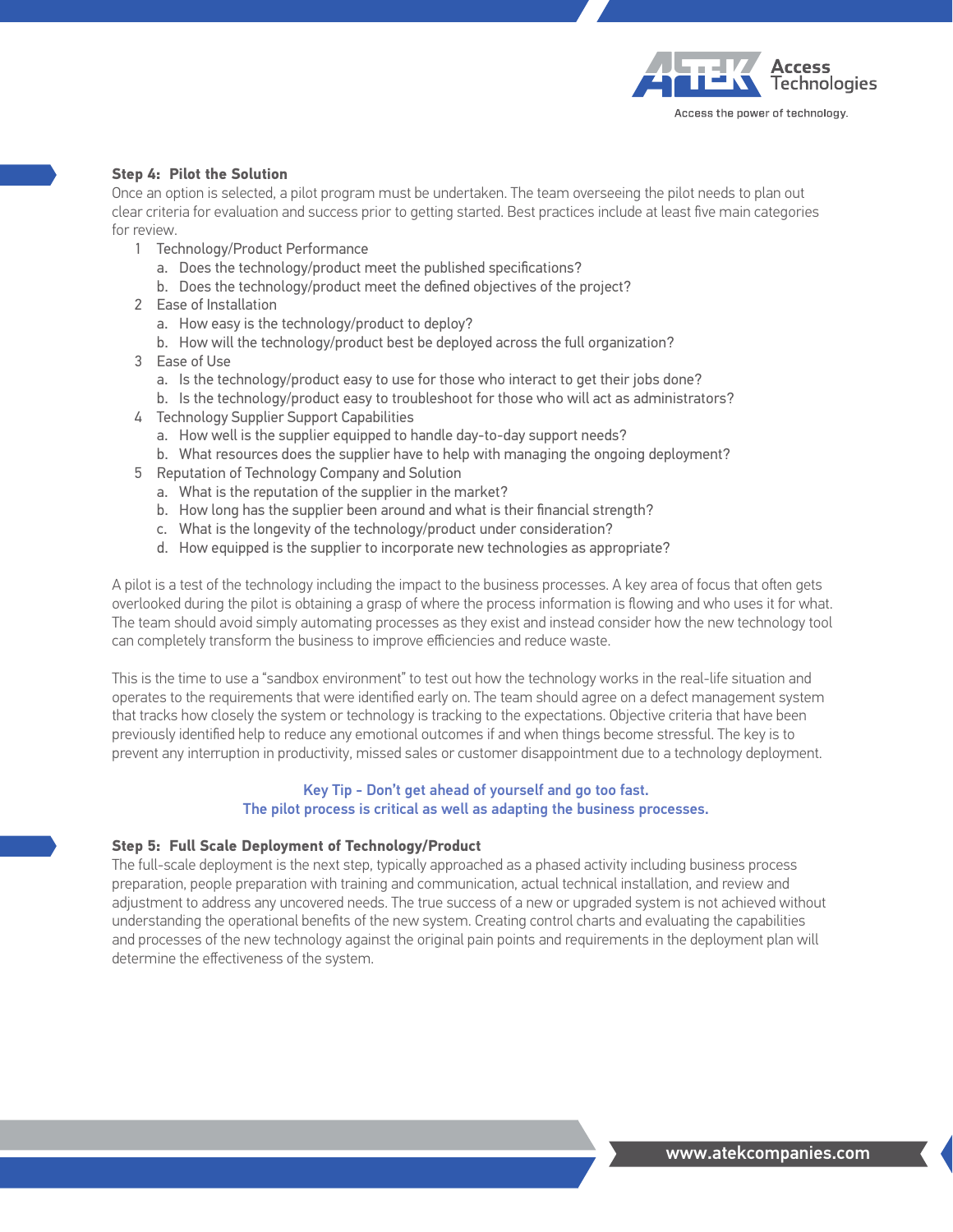### Step 4: Pilot the Solution

Once an option is selected, a pilot program must be undertaken. The team overseeing the pilot needs to plan out clear criteria for evaluation and success prior to getting started. Best practices include at least five main categories for review.

1. Technology/Product Performance
   a. Does the technology/product meet the published specifications?
   b. Does the technology/product meet the defined objectives of the project?
2. Ease of Installation
   a. How easy is the technology/product to deploy?
   b. How will the technology/product best be deployed across the full organization?
3. Ease of Use
   a. Is the technology/product easy to use for those who interact to get their jobs done?
   b. Is the technology/product easy to troubleshoot for those who will act as administrators?
4. Technology Supplier Support Capabilities
   a. How well is the supplier equipped to handle day-to-day support needs?
   b. What resources does the supplier have to help with managing the ongoing deployment?
5. Reputation of Technology Company and Solution
   a. What is the reputation of the supplier in the market?
   b. How long has the supplier been around and what is their financial strength?
   c. What is the longevity of the technology/product under consideration?
   d. How equipped is the supplier to incorporate new technologies as appropriate?

A pilot is a test of the technology including the impact to the business processes. A key area of focus that often gets overlooked during the pilot is obtaining a grasp of where the process information is flowing and who uses it for what. The team should avoid simply automating processes as they exist and instead consider how the new technology tool can completely transform the business to improve efficiencies and reduce waste.

This is the time to use a "sandbox environment" to test out how the technology works in the real-life situation and operates to the requirements that were identified early on. The team should agree on a defect management system that tracks how closely the system or technology is tracking to the expectations. Objective criteria that have been previously identified help to reduce any emotional outcomes if and when things become stressful. The key is to prevent any interruption in productivity, missed sales or customer disappointment due to a technology deployment.

**Key Tip - Don't get ahead of yourself and go too fast.**
**The pilot process is critical as well as adapting the business processes.**

### Step 5: Full Scale Deployment of Technology/Product

The full-scale deployment is the next step, typically approached as a phased activity including business process preparation, people preparation with training and communication, actual technical installation, and review and adjustment to address any uncovered needs. The true success of a new or upgraded system is not achieved without understanding the operational benefits of the new system. Creating control charts and evaluating the capabilities and processes of the new technology against the original pain points and requirements in the deployment plan will determine the effectiveness of the system.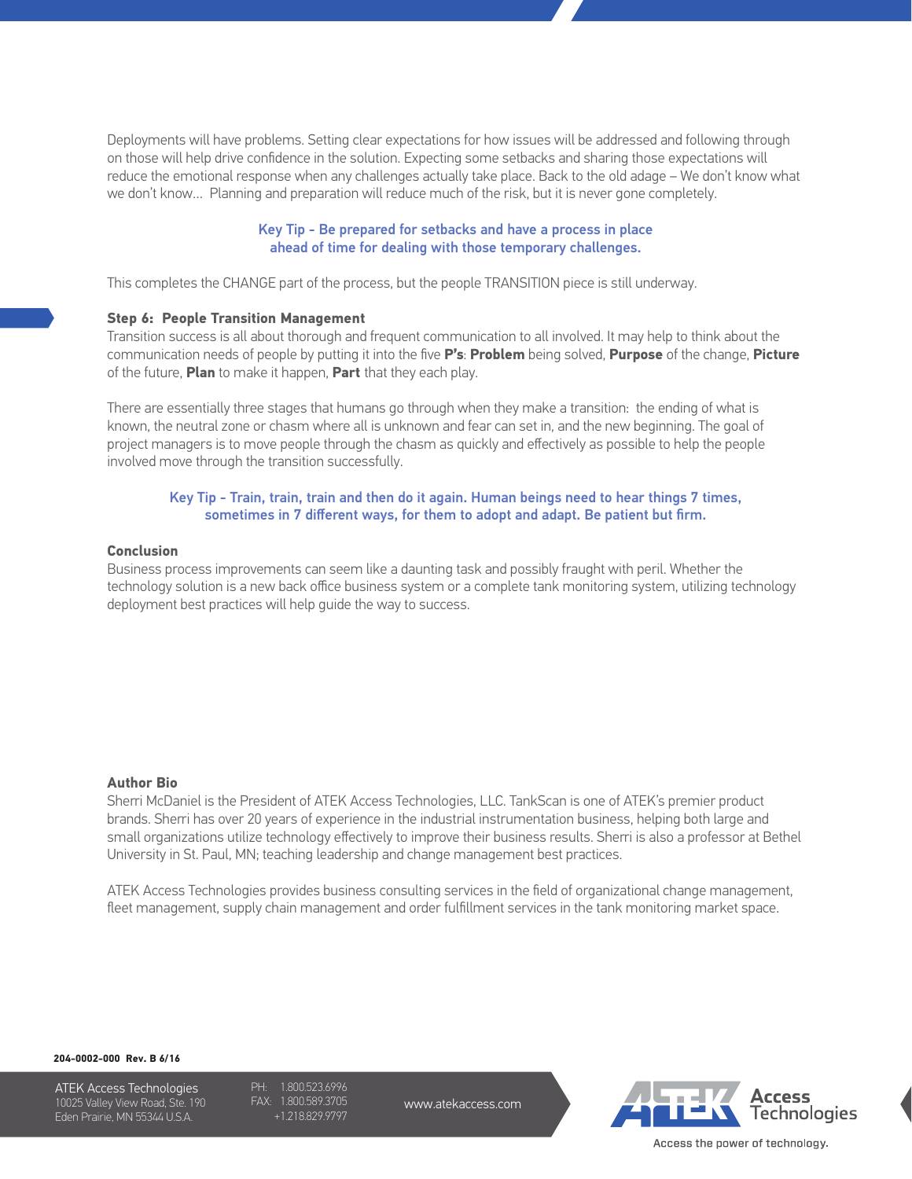Deployments will have problems. Setting clear expectations for how issues will be addressed and following through on those will help drive confidence in the solution. Expecting some setbacks and sharing those expectations will reduce the emotional response when any challenges actually take place. Back to the old adage – We don't know what we don't know... Planning and preparation will reduce much of the risk, but it is never gone completely.

**Key Tip - Be prepared for setbacks and have a process in place ahead of time for dealing with those temporary challenges.**

This completes the CHANGE part of the process, but the people TRANSITION piece is still underway.

### Step 6: People Transition Management

Transition success is all about thorough and frequent communication to all involved. It may help to think about the communication needs of people by putting it into the five **P's**: **Problem** being solved, **Purpose** of the change, **Picture** of the future, **Plan** to make it happen, **Part** that they each play.

There are essentially three stages that humans go through when they make a transition: the ending of what is known, the neutral zone or chasm where all is unknown and fear can set in, and the new beginning. The goal of project managers is to move people through the chasm as quickly and effectively as possible to help the people involved move through the transition successfully.

**Key Tip - Train, train, train and then do it again. Human beings need to hear things 7 times, sometimes in 7 different ways, for them to adopt and adapt. Be patient but firm.**

### Conclusion

Business process improvements can seem like a daunting task and possibly fraught with peril. Whether the technology solution is a new back office business system or a complete tank monitoring system, utilizing technology deployment best practices will help guide the way to success.

### Author Bio

Sherri McDaniel is the President of ATEK Access Technologies, LLC. TankScan is one of ATEK's premier product brands. Sherri has over 20 years of experience in the industrial instrumentation business, helping both large and small organizations utilize technology effectively to improve their business results. Sherri is also a professor at Bethel University in St. Paul, MN; teaching leadership and change management best practices.

ATEK Access Technologies provides business consulting services in the field of organizational change management, fleet management, supply chain management and order fulfillment services in the tank monitoring market space.

204-0002-000 Rev. B 6/16

ATEK Access Technologies
10025 Valley View Road, Ste. 190
Eden Prairie, MN 55344 U.S.A.

PH: 1.800.523.6996
FAX: 1.800.589.3705
+1.218.829.9797

www.atekaccess.com

ATEK Access Technologies

Access the power of technology.